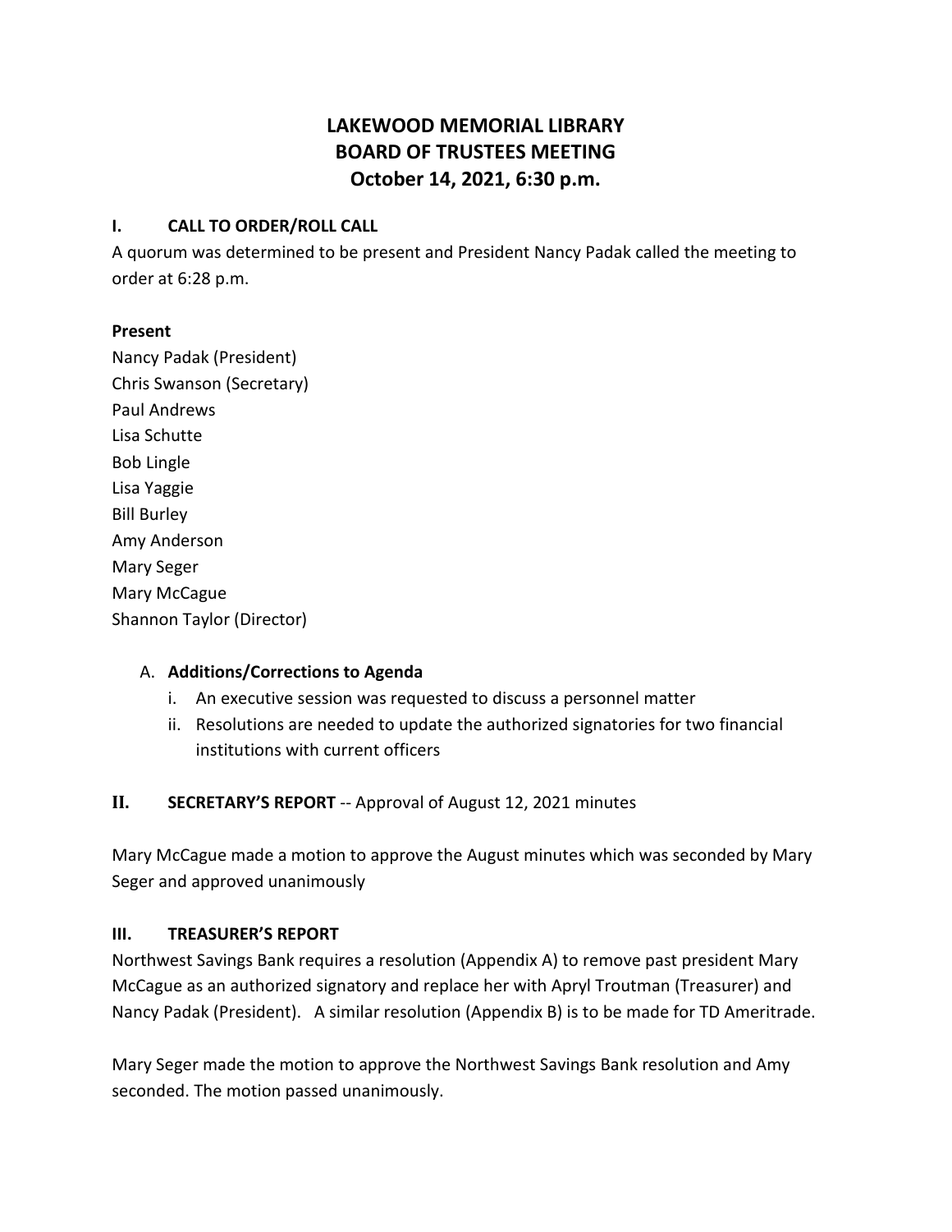# LAKEWOOD MEMORIAL LIBRARY
# BOARD OF TRUSTEES MEETING
# October 14, 2021, 6:30 p.m.

## I. CALL TO ORDER/ROLL CALL

A quorum was determined to be present and President Nancy Padak called the meeting to order at 6:28 p.m.

**Present**

Nancy Padak (President)
Chris Swanson (Secretary)
Paul Andrews
Lisa Schutte
Bob Lingle
Lisa Yaggie
Bill Burley
Amy Anderson
Mary Seger
Mary McCague
Shannon Taylor (Director)

A. **Additions/Corrections to Agenda**
   i. An executive session was requested to discuss a personnel matter
   ii. Resolutions are needed to update the authorized signatories for two financial institutions with current officers

## II. SECRETARY'S REPORT -- Approval of August 12, 2021 minutes

Mary McCague made a motion to approve the August minutes which was seconded by Mary Seger and approved unanimously

## III. TREASURER'S REPORT

Northwest Savings Bank requires a resolution (Appendix A) to remove past president Mary McCague as an authorized signatory and replace her with Apryl Troutman (Treasurer) and Nancy Padak (President). A similar resolution (Appendix B) is to be made for TD Ameritrade.

Mary Seger made the motion to approve the Northwest Savings Bank resolution and Amy seconded. The motion passed unanimously.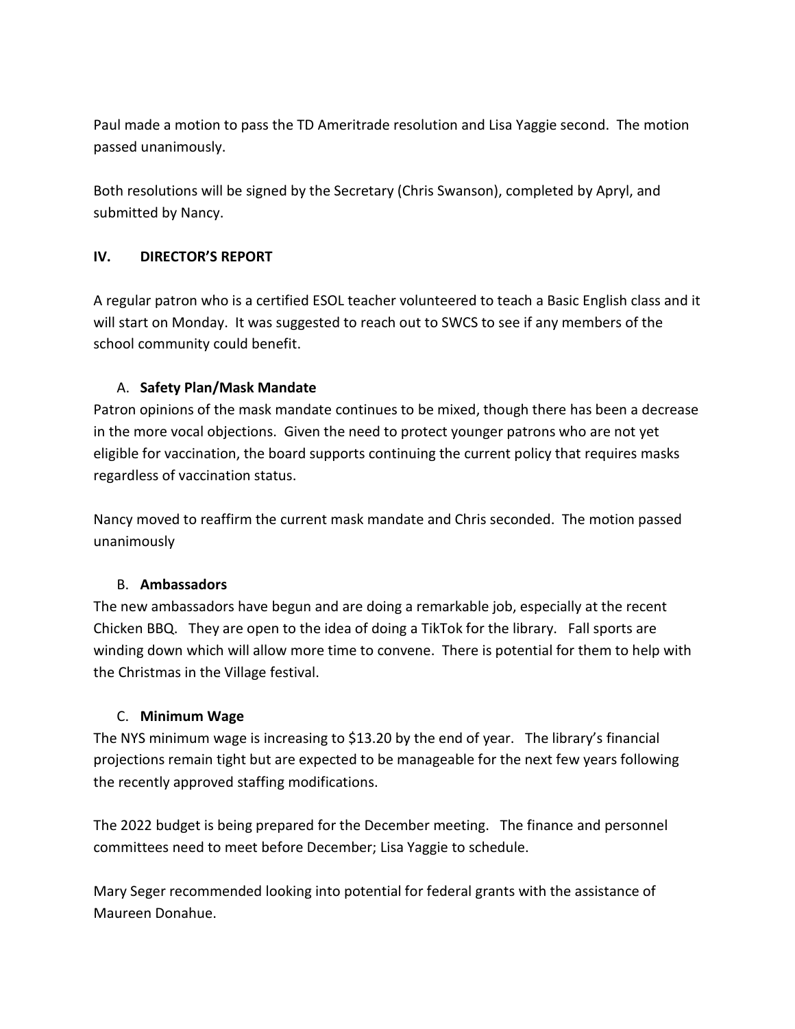Paul made a motion to pass the TD Ameritrade resolution and Lisa Yaggie second. The motion passed unanimously.

Both resolutions will be signed by the Secretary (Chris Swanson), completed by Apryl, and submitted by Nancy.

## IV. DIRECTOR'S REPORT

A regular patron who is a certified ESOL teacher volunteered to teach a Basic English class and it will start on Monday. It was suggested to reach out to SWCS to see if any members of the school community could benefit.

### A. Safety Plan/Mask Mandate

Patron opinions of the mask mandate continues to be mixed, though there has been a decrease in the more vocal objections. Given the need to protect younger patrons who are not yet eligible for vaccination, the board supports continuing the current policy that requires masks regardless of vaccination status.

Nancy moved to reaffirm the current mask mandate and Chris seconded. The motion passed unanimously

### B. Ambassadors

The new ambassadors have begun and are doing a remarkable job, especially at the recent Chicken BBQ. They are open to the idea of doing a TikTok for the library. Fall sports are winding down which will allow more time to convene. There is potential for them to help with the Christmas in the Village festival.

### C. Minimum Wage

The NYS minimum wage is increasing to $13.20 by the end of year. The library's financial projections remain tight but are expected to be manageable for the next few years following the recently approved staffing modifications.

The 2022 budget is being prepared for the December meeting. The finance and personnel committees need to meet before December; Lisa Yaggie to schedule.

Mary Seger recommended looking into potential for federal grants with the assistance of Maureen Donahue.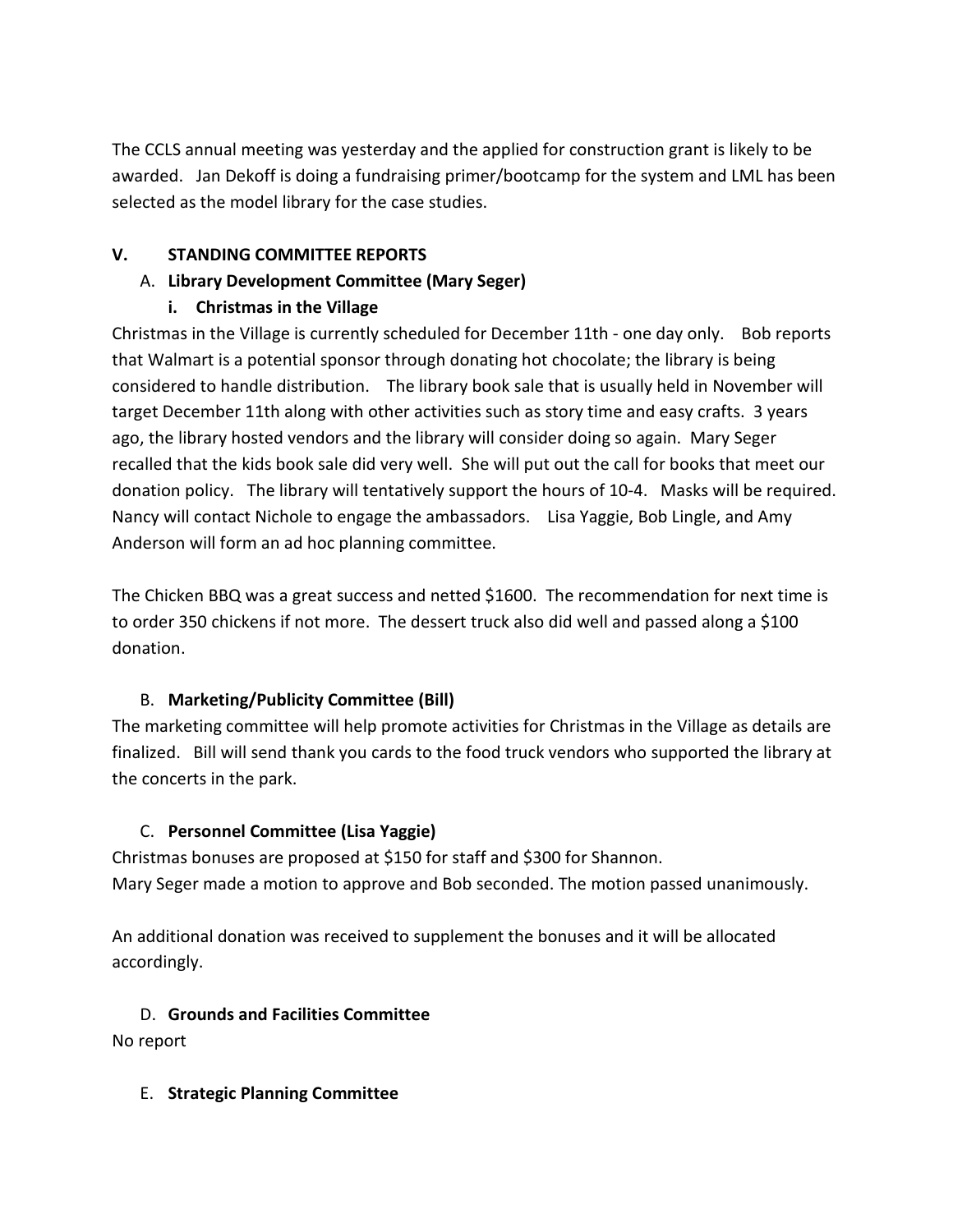The CCLS annual meeting was yesterday and the applied for construction grant is likely to be awarded. Jan Dekoff is doing a fundraising primer/bootcamp for the system and LML has been selected as the model library for the case studies.

## V. STANDING COMMITTEE REPORTS

### A. Library Development Committee (Mary Seger)

#### i. Christmas in the Village

Christmas in the Village is currently scheduled for December 11th - one day only. Bob reports that Walmart is a potential sponsor through donating hot chocolate; the library is being considered to handle distribution. The library book sale that is usually held in November will target December 11th along with other activities such as story time and easy crafts. 3 years ago, the library hosted vendors and the library will consider doing so again. Mary Seger recalled that the kids book sale did very well. She will put out the call for books that meet our donation policy. The library will tentatively support the hours of 10-4. Masks will be required. Nancy will contact Nichole to engage the ambassadors. Lisa Yaggie, Bob Lingle, and Amy Anderson will form an ad hoc planning committee.

The Chicken BBQ was a great success and netted $1600. The recommendation for next time is to order 350 chickens if not more. The dessert truck also did well and passed along a $100 donation.

### B. Marketing/Publicity Committee (Bill)

The marketing committee will help promote activities for Christmas in the Village as details are finalized. Bill will send thank you cards to the food truck vendors who supported the library at the concerts in the park.

### C. Personnel Committee (Lisa Yaggie)

Christmas bonuses are proposed at $150 for staff and $300 for Shannon.
Mary Seger made a motion to approve and Bob seconded. The motion passed unanimously.

An additional donation was received to supplement the bonuses and it will be allocated accordingly.

### D. Grounds and Facilities Committee

No report

### E. Strategic Planning Committee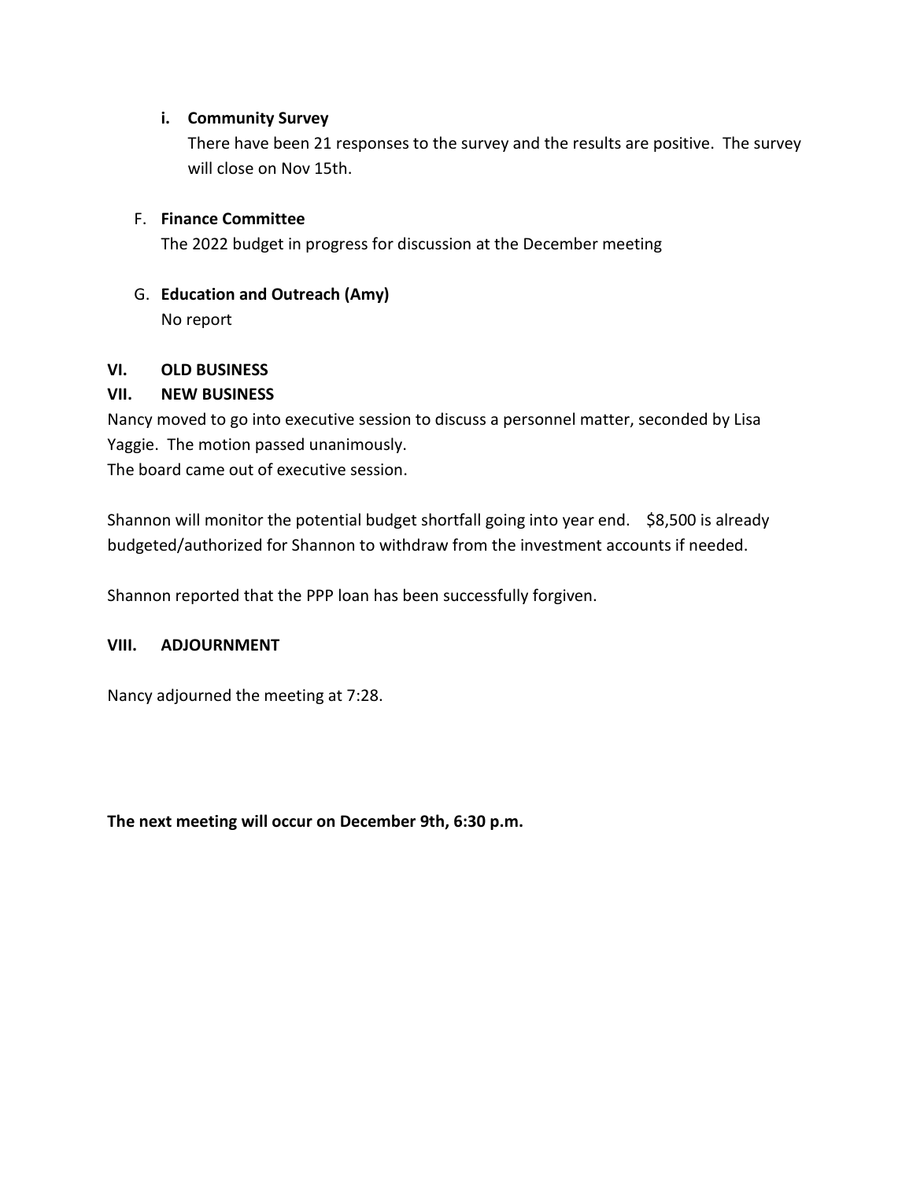i. **Community Survey**

   There have been 21 responses to the survey and the results are positive. The survey will close on Nov 15th.

F. **Finance Committee**

   The 2022 budget in progress for discussion at the December meeting

G. **Education and Outreach (Amy)**

   No report

**VI. OLD BUSINESS**

**VII. NEW BUSINESS**

Nancy moved to go into executive session to discuss a personnel matter, seconded by Lisa Yaggie. The motion passed unanimously.

The board came out of executive session.

Shannon will monitor the potential budget shortfall going into year end. $8,500 is already budgeted/authorized for Shannon to withdraw from the investment accounts if needed.

Shannon reported that the PPP loan has been successfully forgiven.

**VIII. ADJOURNMENT**

Nancy adjourned the meeting at 7:28.

**The next meeting will occur on December 9th, 6:30 p.m.**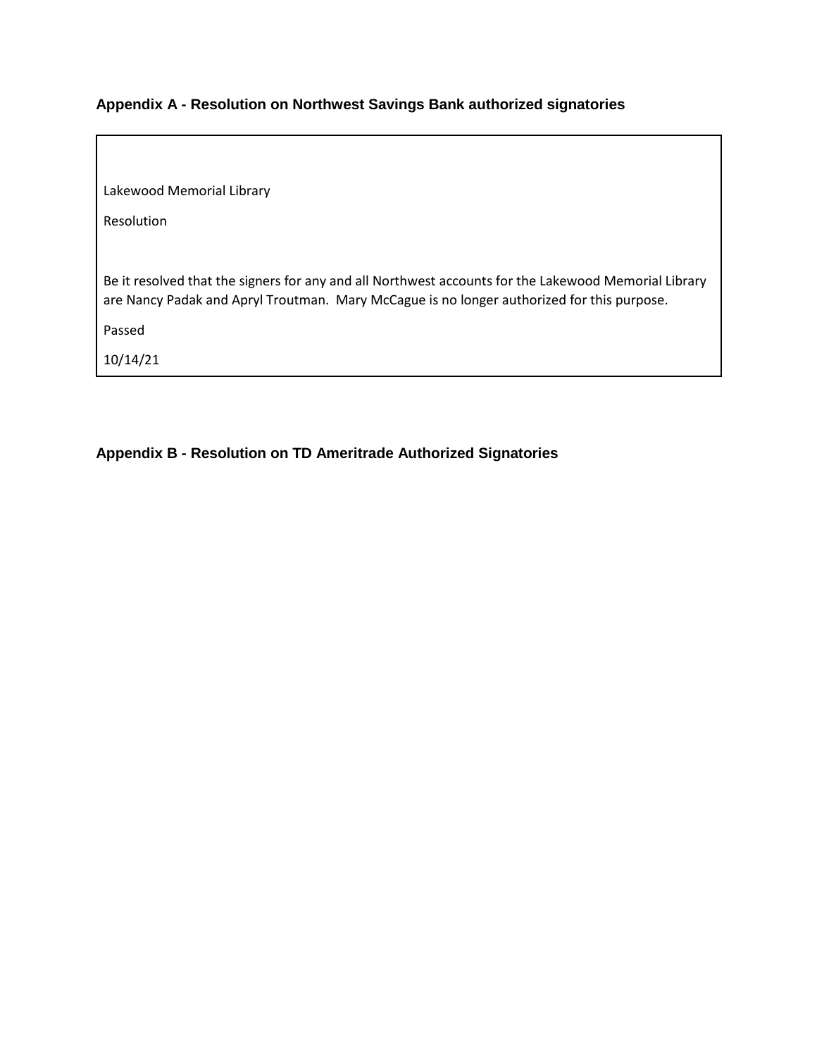## Appendix A - Resolution on Northwest Savings Bank authorized signatories

Lakewood Memorial Library

Resolution

Be it resolved that the signers for any and all Northwest accounts for the Lakewood Memorial Library are Nancy Padak and Apryl Troutman. Mary McCague is no longer authorized for this purpose.

Passed

10/14/21

## Appendix B - Resolution on TD Ameritrade Authorized Signatories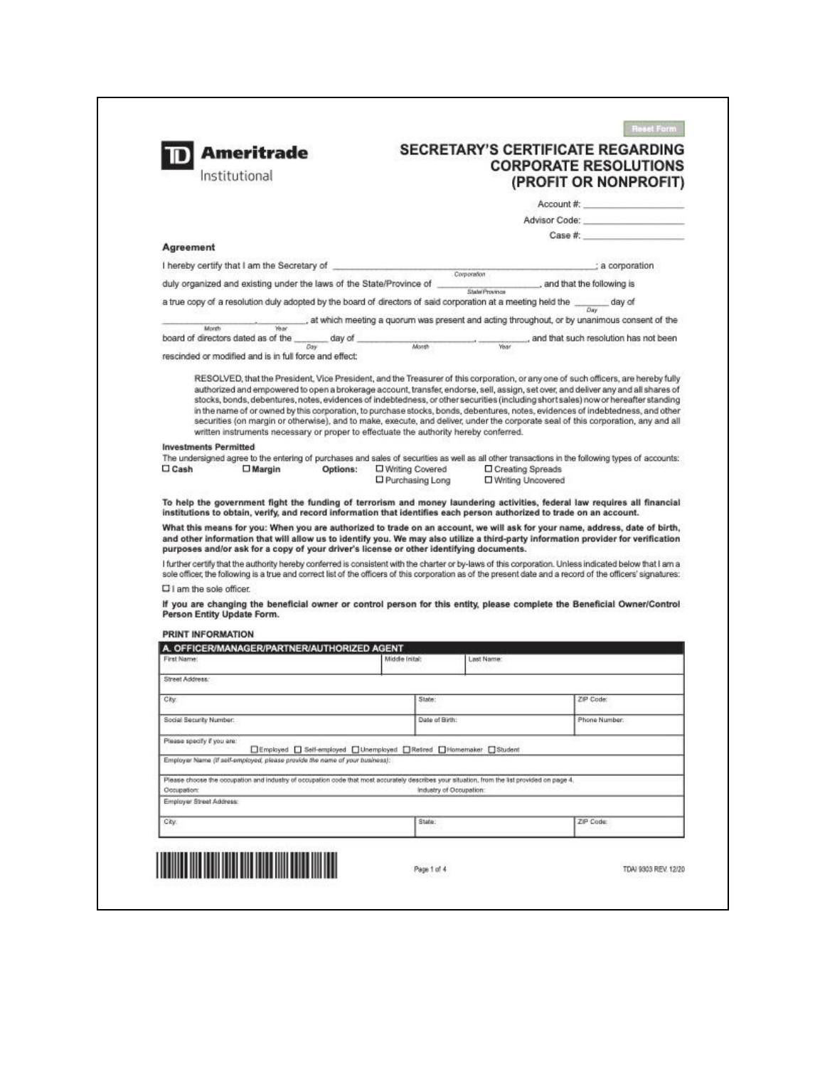Reset Form

**TD Ameritrade** Institutional

# SECRETARY'S CERTIFICATE REGARDING CORPORATE RESOLUTIONS (PROFIT OR NONPROFIT)

Account #: ____________________

Advisor Code: ____________________

Case #: ____________________

## Agreement

I hereby certify that I am the Secretary of ______________________________ (Corporation); a corporation duly organized and existing under the laws of the State/Province of ______________ (State/Province), and that the following is a true copy of a resolution duly adopted by the board of directors of said corporation at a meeting held the _______ (Day) day of ______________ (Month), _______ (Year), at which meeting a quorum was present and acting throughout, or by unanimous consent of the board of directors dated as of the _______ (Day) day of ______________ (Month), _______ (Year), and that such resolution has not been rescinded or modified and is in full force and effect:

> RESOLVED, that the President, Vice President, and the Treasurer of this corporation, or any one of such officers, are hereby fully authorized and empowered to open a brokerage account, transfer, endorse, sell, assign, set over, and deliver any and all shares of stocks, bonds, debentures, notes, evidences of indebtedness, or other securities (including short sales) now or hereafter standing in the name of or owned by this corporation, to purchase stocks, bonds, debentures, notes, evidences of indebtedness, and other securities (on margin or otherwise), and to make, execute, and deliver, under the corporate seal of this corporation, any and all written instruments necessary or proper to effectuate the authority hereby conferred.

### Investments Permitted

The undersigned agree to the entering of purchases and sales of securities as well as all other transactions in the following types of accounts:

☐ **Cash** ☐ **Margin** **Options:** ☐ Writing Covered ☐ Creating Spreads ☐ Purchasing Long ☐ Writing Uncovered

**To help the government fight the funding of terrorism and money laundering activities, federal law requires all financial institutions to obtain, verify, and record information that identifies each person authorized to trade on an account.**

**What this means for you: When you are authorized to trade on an account, we will ask for your name, address, date of birth, and other information that will allow us to identify you. We may also utilize a third-party information provider for verification purposes and/or ask for a copy of your driver's license or other identifying documents.**

I further certify that the authority hereby conferred is consistent with the charter or by-laws of this corporation. Unless indicated below that I am a sole officer, the following is a true and correct list of the officers of this corporation as of the present date and a record of the officers' signatures:

☐ I am the sole officer.

**If you are changing the beneficial owner or control person for this entity, please complete the Beneficial Owner/Control Person Entity Update Form.**

### PRINT INFORMATION

| A. OFFICER/MANAGER/PARTNER/AUTHORIZED AGENT | | |
|---|---|---|
| First Name: | Middle Initial: | Last Name: |
| Street Address: | | |
| City: | State: | ZIP Code: |
| Social Security Number: | Date of Birth: | Phone Number: |
| Please specify if you are: ☐ Employed ☐ Self-employed ☐ Unemployed ☐ Retired ☐ Homemaker ☐ Student | | |
| Employer Name *(If self-employed, please provide the name of your business)*: | | |
| Please choose the occupation and industry of occupation code that most accurately describes your situation, from the list provided on page 4. Occupation: | Industry of Occupation: | |
| Employer Street Address: | | |
| City: | State: | ZIP Code: |

TDAI 9303 REV. 12/20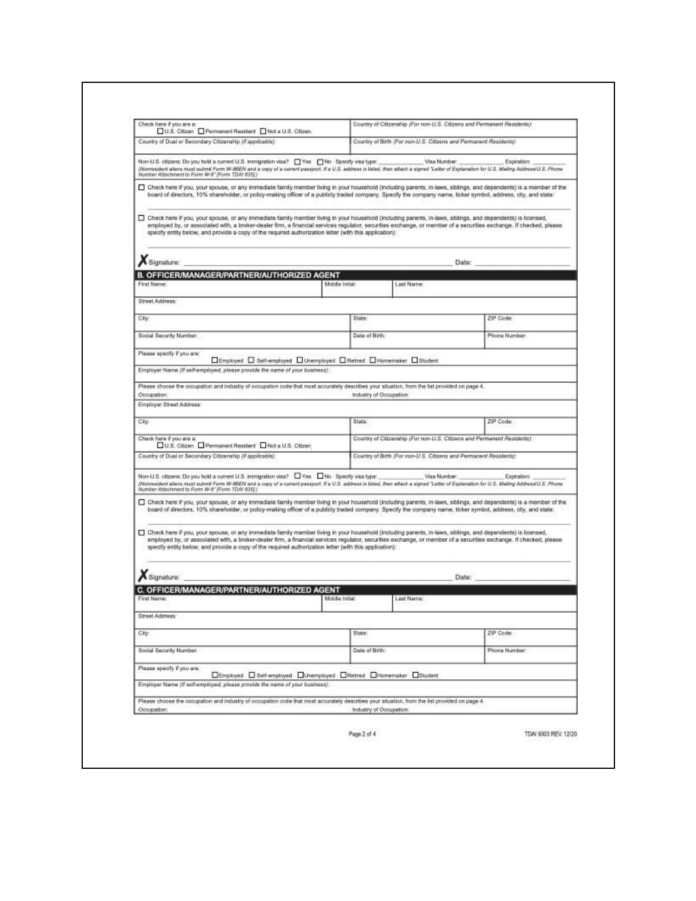| Check here if you are a: ☐ U.S. Citizen ☐ Permanent Resident ☐ Not a U.S. Citizen. | Country of Citizenship *(For non-U.S. Citizens and Permanent Residents)*: |
|---|---|
| Country of Dual or Secondary Citizenship *(if applicable)*: | Country of Birth *(For non-U.S. Citizens and Permanent Residents)*: |

Non-U.S. citizens: Do you hold a current U.S. immigration visa? ☐ Yes ☐ No Specify visa type: ____________ Visa Number: ____________ Expiration: ____________
*(Nonresident aliens must submit Form W-8BEN and a copy of a current passport. If a U.S. address is listed, then attach a signed "Letter of Explanation for U.S. Mailing Address/U.S. Phone Number Attachment to Form W-8" [Form TDAI 835].)*

☐ Check here if you, your spouse, or any immediate family member living in your household (including parents, in-laws, siblings, and dependents) is a member of the board of directors, 10% shareholder, or policy-making officer of a publicly traded company. Specify the company name, ticker symbol, address, city, and state:

________________________________________________________________

☐ Check here if you, your spouse, or any immediate family member living in your household (including parents, in-laws, siblings, and dependents) is licensed, employed by, or associated with, a broker-dealer firm, a financial services regulator, securities exchange, or member of a securities exchange. If checked, please specify entity below, and provide a copy of the required authorization letter (with this application):

________________________________________________________________

**X** Signature: ________________________________________ Date: ____________________

## B. OFFICER/MANAGER/PARTNER/AUTHORIZED AGENT

| First Name: | Middle Initial: | Last Name: |
|---|---|---|
| Street Address: | | |
| City: | State: | ZIP Code: |
| Social Security Number: | Date of Birth: | Phone Number: |

Please specify if you are: ☐ Employed ☐ Self-employed ☐ Unemployed ☐ Retired ☐ Homemaker ☐ Student

Employer Name *(If self-employed, please provide the name of your business)*:

Please choose the occupation and industry of occupation code that most accurately describes your situation, from the list provided on page 4.

| Occupation: | Industry of Occupation: | |
|---|---|---|
| Employer Street Address: | | |
| City: | State: | ZIP Code: |

| Check here if you are a: ☐ U.S. Citizen ☐ Permanent Resident ☐ Not a U.S. Citizen | Country of Citizenship *(For non-U.S. Citizens and Permanent Residents)*: |
|---|---|
| Country of Dual or Secondary Citizenship *(if applicable)*: | Country of Birth *(For non-U.S. Citizens and Permanent Residents)*: |

Non-U.S. citizens: Do you hold a current U.S. immigration visa? ☐ Yes ☐ No Specify visa type: ____________ Visa Number: ____________ Expiration: ____________
*(Nonresident aliens must submit Form W-8BEN and a copy of a current passport. If a U.S. address is listed, then attach a signed "Letter of Explanation for U.S. Mailing Address/U.S. Phone Number Attachment to Form W-8" [Form TDAI 835].)*

☐ Check here if you, your spouse, or any immediate family member living in your household (including parents, in-laws, siblings, and dependents) is a member of the board of directors, 10% shareholder, or policy-making officer of a publicly traded company. Specify the company name, ticker symbol, address, city, and state:

________________________________________________________________

☐ Check here if you, your spouse, or any immediate family member living in your household (including parents, in-laws, siblings, and dependents) is licensed, employed by, or associated with, a broker-dealer firm, a financial services regulator, securities exchange, or member of a securities exchange. If checked, please specify entity below, and provide a copy of the required authorization letter (with this application):

________________________________________________________________

**X** Signature: ________________________________________ Date: ____________________

## C. OFFICER/MANAGER/PARTNER/AUTHORIZED AGENT

| First Name: | Middle Initial: | Last Name: |
|---|---|---|
| Street Address: | | |
| City: | State: | ZIP Code: |
| Social Security Number: | Date of Birth: | Phone Number: |

Please specify if you are: ☐ Employed ☐ Self-employed ☐ Unemployed ☐ Retired ☐ Homemaker ☐ Student

Employer Name *(If self-employed, please provide the name of your business)*:

Please choose the occupation and industry of occupation code that most accurately describes your situation, from the list provided on page 4.

| Occupation: | Industry of Occupation: |
|---|---|

TDAI 9303 REV. 12/20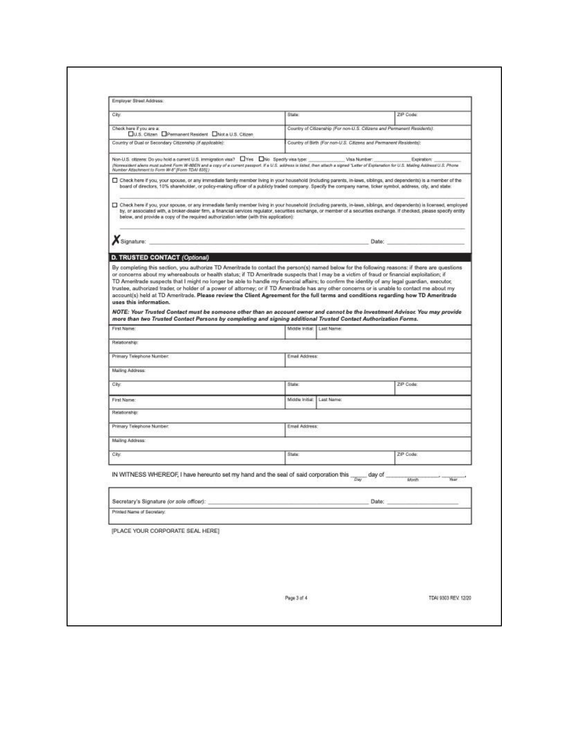| Employer Street Address: | | |
|---|---|---|
| City: | State: | ZIP Code: |
| Check here if you are a: ☐ U.S. Citizen ☐ Permanent Resident ☐ Not a U.S. Citizen | Country of Citizenship *(For non-U.S. Citizens and Permanent Residents)*: | |
| Country of Dual or Secondary Citizenship *(if applicable)*: | Country of Birth *(For non-U.S. Citizens and Permanent Residents)*: | |

Non-U.S. citizens: Do you hold a current U.S. immigration visa? ☐ Yes ☐ No Specify visa type: ____________ Visa Number: ____________ Expiration: ____________
*(Nonresident aliens must submit Form W-8BEN and a copy of a current passport. If a U.S. address is listed, then attach a signed "Letter of Explanation for U.S. Mailing Address/U.S. Phone Number Attachment to Form W-8" [Form TDAI 835].)*

☐ Check here if you, your spouse, or any immediate family member living in your household (including parents, in-laws, siblings, and dependents) is a member of the board of directors, 10% shareholder, or policy-making officer of a publicly traded company. Specify the company name, ticker symbol, address, city, and state:

______________________________________________________________________

☐ Check here if you, your spouse, or any immediate family member living in your household (including parents, in-laws, siblings, and dependents) is licensed, employed by, or associated with, a broker-dealer firm, a financial services regulator, securities exchange, or member of a securities exchange. If checked, please specify entity below, and provide a copy of the required authorization letter (with this application):

______________________________________________________________________

**X** Signature: ______________________________________________ Date: ____________________

## D. TRUSTED CONTACT *(Optional)*

By completing this section, you authorize TD Ameritrade to contact the person(s) named below for the following reasons: if there are questions or concerns about my whereabouts or health status; if TD Ameritrade suspects that I may be a victim of fraud or financial exploitation; if TD Ameritrade suspects that I might no longer be able to handle my financial affairs; to confirm the identity of any legal guardian, executor, trustee, authorized trader, or holder of a power of attorney; or if TD Ameritrade has any other concerns or is unable to contact me about my account(s) held at TD Ameritrade. **Please review the Client Agreement for the full terms and conditions regarding how TD Ameritrade uses this information.**

***NOTE: Your Trusted Contact must be someone other than an account owner and cannot be the Investment Advisor. You may provide more than two Trusted Contact Persons by completing and signing additional Trusted Contact Authorization Forms.***

| First Name: | Middle Initial: | Last Name: |
|---|---|---|
| Relationship: | | |
| Primary Telephone Number: | Email Address: | |
| Mailing Address: | | |
| City: | State: | ZIP Code: |

| First Name: | Middle Initial: | Last Name: |
|---|---|---|
| Relationship: | | |
| Primary Telephone Number: | Email Address: | |
| Mailing Address: | | |
| City: | State: | ZIP Code: |

IN WITNESS WHEREOF, I have hereunto set my hand and the seal of said corporation this _____ *Day* day of ______________ *Month*, ________ *Year*.

Secretary's Signature *(or sole officer)*: ______________________________________________ Date: ____________________

Printed Name of Secretary:

[PLACE YOUR CORPORATE SEAL HERE]

TDAI 9303 REV. 12/20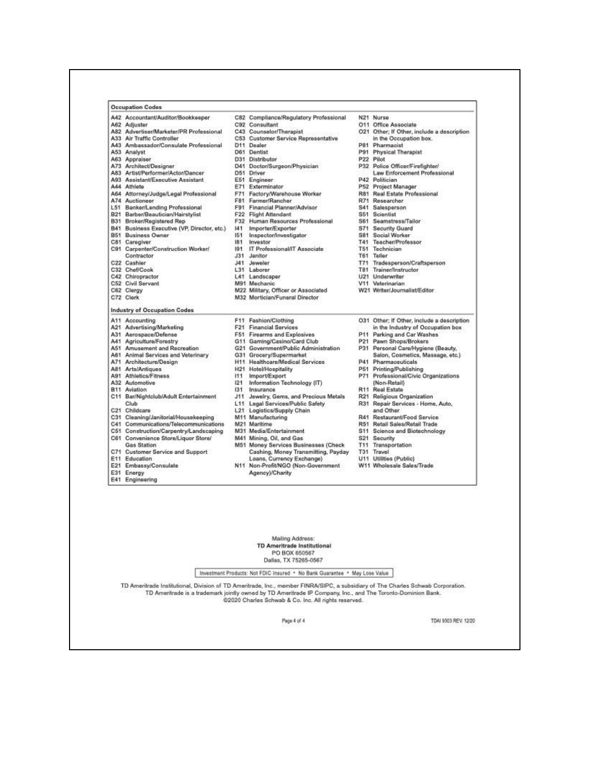## Occupation Codes

A42 Accountant/Auditor/Bookkeeper
A62 Adjuster
A82 Advertiser/Marketer/PR Professional
A33 Air Traffic Controller
A43 Ambassador/Consulate Professional
A53 Analyst
A63 Appraiser
A73 Architect/Designer
A83 Artist/Performer/Actor/Dancer
A93 Assistant/Executive Assistant
A44 Athlete
A64 Attorney/Judge/Legal Professional
A74 Auctioneer
L51 Banker/Lending Professional
B21 Barber/Beautician/Hairstylist
B31 Broker/Registered Rep
B41 Business Executive (VP, Director, etc.)
B51 Business Owner
C81 Caregiver
C91 Carpenter/Construction Worker/Contractor
C22 Cashier
C32 Chef/Cook
C42 Chiropractor
C52 Civil Servant
C62 Clergy
C72 Clerk
C82 Compliance/Regulatory Professional
C92 Consultant
C43 Counselor/Therapist
C53 Customer Service Representative
D11 Dealer
D61 Dentist
D31 Distributor
D41 Doctor/Surgeon/Physician
D51 Driver
E51 Engineer
E71 Exterminator
F71 Factory/Warehouse Worker
F81 Farmer/Rancher
F91 Financial Planner/Advisor
F22 Flight Attendant
F32 Human Resources Professional
I41 Importer/Exporter
I51 Inspector/Investigator
I81 Investor
I91 IT Professional/IT Associate
J31 Janitor
J41 Jeweler
L31 Laborer
L41 Landscaper
M91 Mechanic
M22 Military, Officer or Associated
M32 Mortician/Funeral Director
N21 Nurse
O11 Office Associate
O21 Other; If Other, include a description in the Occupation box.
P81 Pharmacist
P91 Physical Therapist
P22 Pilot
P32 Police Officer/Firefighter/Law Enforcement Professional
P42 Politician
P52 Project Manager
R81 Real Estate Professional
R71 Researcher
S41 Salesperson
S51 Scientist
S61 Seamstress/Tailor
S71 Security Guard
S81 Social Worker
T41 Teacher/Professor
T51 Technician
T61 Teller
T71 Tradesperson/Craftsperson
T81 Trainer/Instructor
U21 Underwriter
V11 Veterinarian
W21 Writer/Journalist/Editor

## Industry of Occupation Codes

A11 Accounting
A21 Advertising/Marketing
A31 Aerospace/Defense
A41 Agriculture/Forestry
A51 Amusement and Recreation
A61 Animal Services and Veterinary
A71 Architecture/Design
A81 Arts/Antiques
A91 Athletics/Fitness
A32 Automotive
B11 Aviation
C11 Bar/Nightclub/Adult Entertainment Club
C21 Childcare
C31 Cleaning/Janitorial/Housekeeping
C41 Communications/Telecommunications
C51 Construction/Carpentry/Landscaping
C61 Convenience Store/Liquor Store/Gas Station
C71 Customer Service and Support
E11 Education
E21 Embassy/Consulate
E31 Energy
E41 Engineering
F11 Fashion/Clothing
F21 Financial Services
F51 Firearms and Explosives
G11 Gaming/Casino/Card Club
G21 Government/Public Administration
G31 Grocery/Supermarket
H11 Healthcare/Medical Services
H21 Hotel/Hospitality
I11 Import/Export
I21 Information Technology (IT)
I31 Insurance
J11 Jewelry, Gems, and Precious Metals
L11 Legal Services/Public Safety
L21 Logistics/Supply Chain
M11 Manufacturing
M21 Maritime
M31 Media/Entertainment
M41 Mining, Oil, and Gas
M51 Money Services Businesses (Check Cashing, Money Transmitting, Payday Loans, Currency Exchange)
N11 Non-Profit/NGO (Non-Government Agency)/Charity
O31 Other; If Other, include a description in the Industry of Occupation box
P11 Parking and Car Washes
P21 Pawn Shops/Brokers
P31 Personal Care/Hygiene (Beauty, Salon, Cosmetics, Massage, etc.)
P41 Pharmaceuticals
P51 Printing/Publishing
P71 Professional/Civic Organizations (Non-Retail)
R11 Real Estate
R21 Religious Organization
R31 Repair Services - Home, Auto, and Other
R41 Restaurant/Food Service
R51 Retail Sales/Retail Trade
S11 Science and Biotechnology
S21 Security
T11 Transportation
T31 Travel
U11 Utilities (Public)
W11 Wholesale Sales/Trade

Mailing Address:
**TD Ameritrade Institutional**
PO BOX 650567
Dallas, TX 75265-0567

Investment Products: Not FDIC Insured • No Bank Guarantee • May Lose Value

TD Ameritrade Institutional, Division of TD Ameritrade, Inc., member FINRA/SIPC, a subsidiary of The Charles Schwab Corporation. TD Ameritrade is a trademark jointly owned by TD Ameritrade IP Company, Inc., and The Toronto-Dominion Bank. ©2020 Charles Schwab & Co. Inc. All rights reserved.

TDAI 9303 REV. 12/20